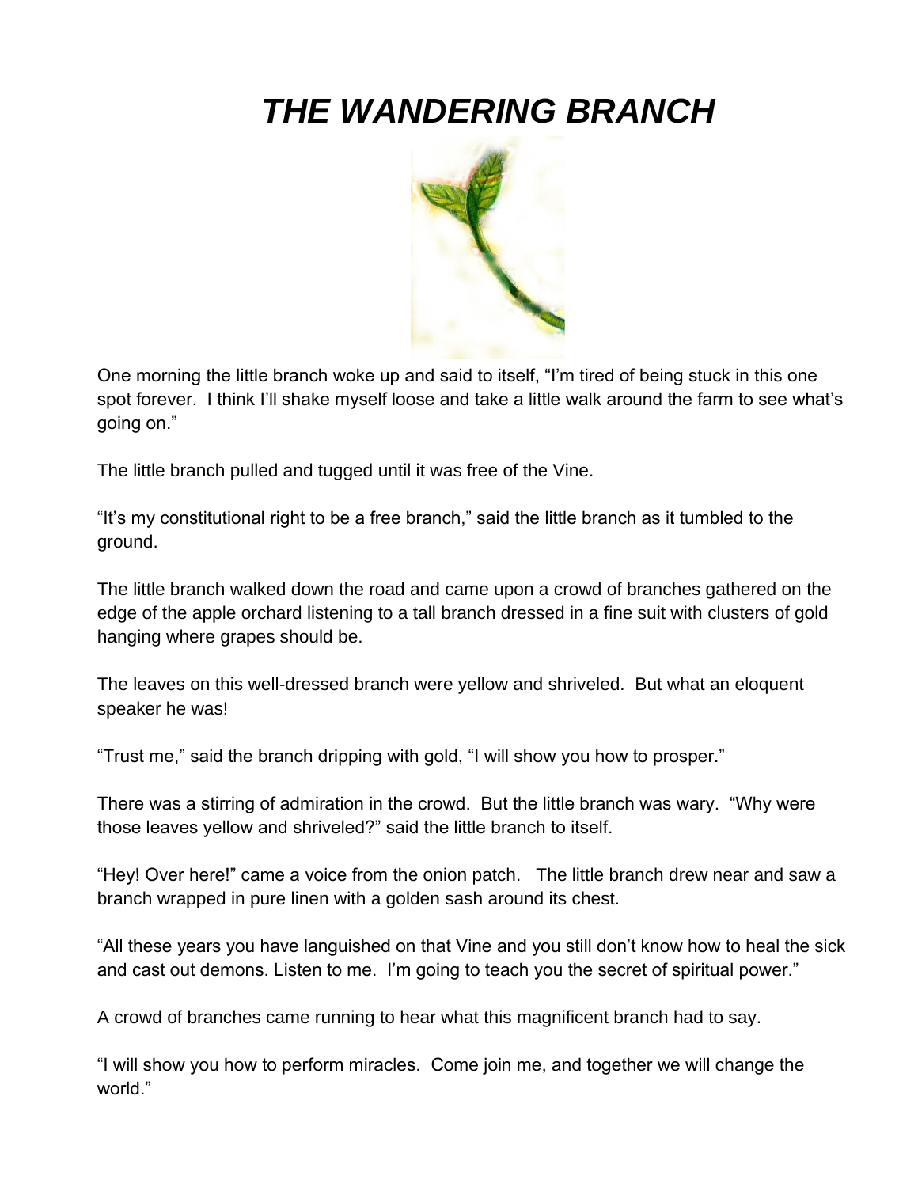# *THE WANDERING BRANCH*

One morning the little branch woke up and said to itself, "I'm tired of being stuck in this one spot forever. I think I'll shake myself loose and take a little walk around the farm to see what's going on."

The little branch pulled and tugged until it was free of the Vine.

"It's my constitutional right to be a free branch," said the little branch as it tumbled to the ground.

The little branch walked down the road and came upon a crowd of branches gathered on the edge of the apple orchard listening to a tall branch dressed in a fine suit with clusters of gold hanging where grapes should be.

The leaves on this well-dressed branch were yellow and shriveled. But what an eloquent speaker he was!

"Trust me," said the branch dripping with gold, "I will show you how to prosper."

There was a stirring of admiration in the crowd. But the little branch was wary. "Why were those leaves yellow and shriveled?" said the little branch to itself.

"Hey! Over here!" came a voice from the onion patch. The little branch drew near and saw a branch wrapped in pure linen with a golden sash around its chest.

"All these years you have languished on that Vine and you still don't know how to heal the sick and cast out demons. Listen to me. I'm going to teach you the secret of spiritual power."

A crowd of branches came running to hear what this magnificent branch had to say.

"I will show you how to perform miracles. Come join me, and together we will change the world."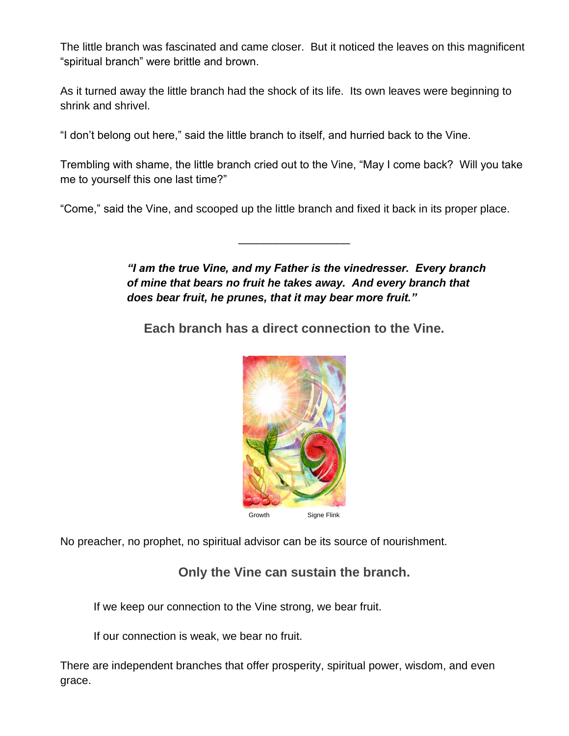The little branch was fascinated and came closer. But it noticed the leaves on this magnificent "spiritual branch" were brittle and brown.

As it turned away the little branch had the shock of its life. Its own leaves were beginning to shrink and shrivel.

"I don't belong out here," said the little branch to itself, and hurried back to the Vine.

Trembling with shame, the little branch cried out to the Vine, "May I come back? Will you take me to yourself this one last time?"

"Come," said the Vine, and scooped up the little branch and fixed it back in its proper place.

---

> ***"I am the true Vine, and my Father is the vinedresser. Every branch of mine that bears no fruit he takes away. And every branch that does bear fruit, he prunes, that it may bear more fruit."***

**Each branch has a direct connection to the Vine.**

Growth Signe Flink

No preacher, no prophet, no spiritual advisor can be its source of nourishment.

**Only the Vine can sustain the branch.**

If we keep our connection to the Vine strong, we bear fruit.

If our connection is weak, we bear no fruit.

There are independent branches that offer prosperity, spiritual power, wisdom, and even grace.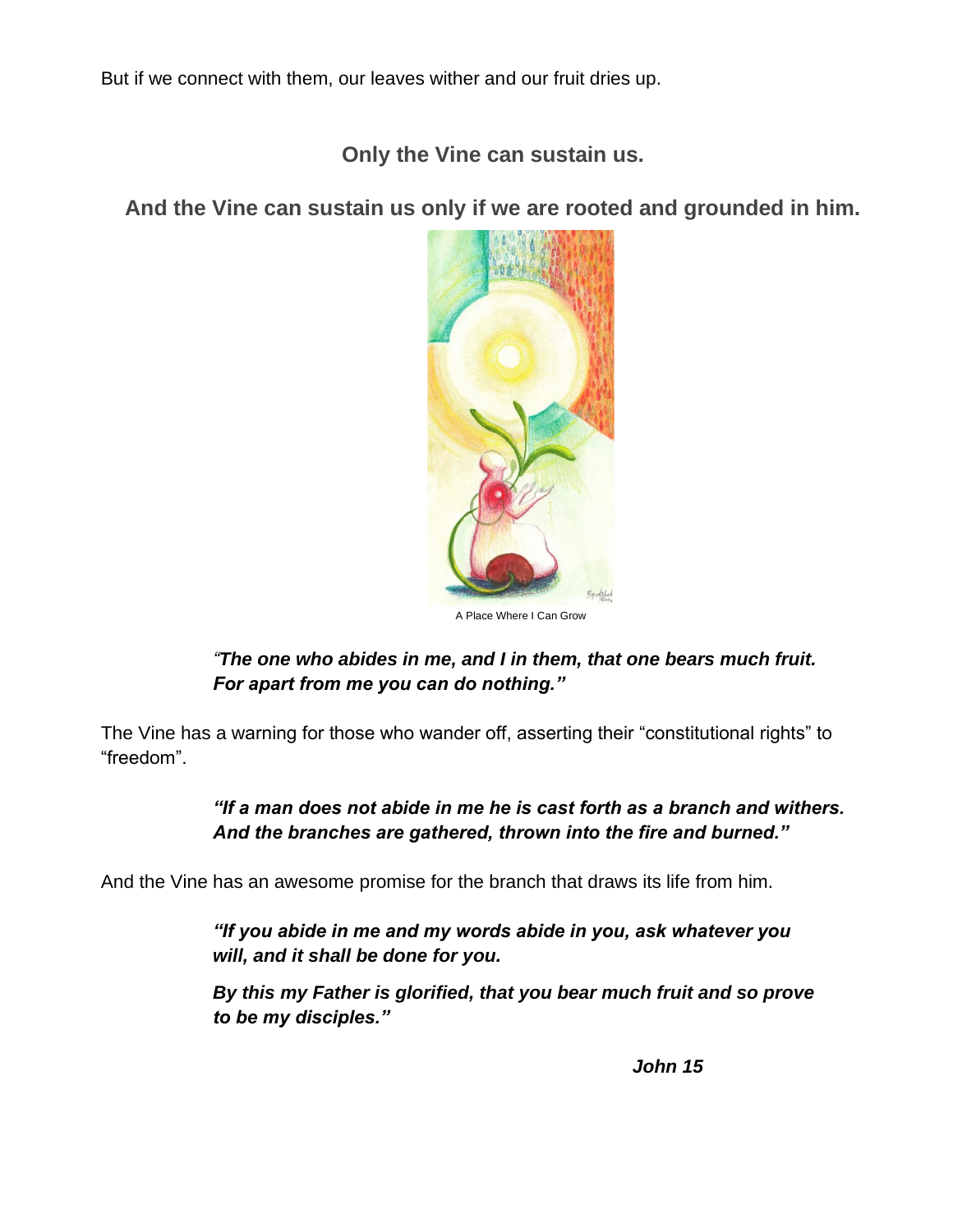But if we connect with them, our leaves wither and our fruit dries up.

**Only the Vine can sustain us.**

**And the Vine can sustain us only if we are rooted and grounded in him.**

A Place Where I Can Grow

> ***"The one who abides in me, and I in them, that one bears much fruit. For apart from me you can do nothing."***

The Vine has a warning for those who wander off, asserting their "constitutional rights" to "freedom".

> ***"If a man does not abide in me he is cast forth as a branch and withers. And the branches are gathered, thrown into the fire and burned."***

And the Vine has an awesome promise for the branch that draws its life from him.

> ***"If you abide in me and my words abide in you, ask whatever you will, and it shall be done for you.***
>
> ***By this my Father is glorified, that you bear much fruit and so prove to be my disciples."***

***John 15***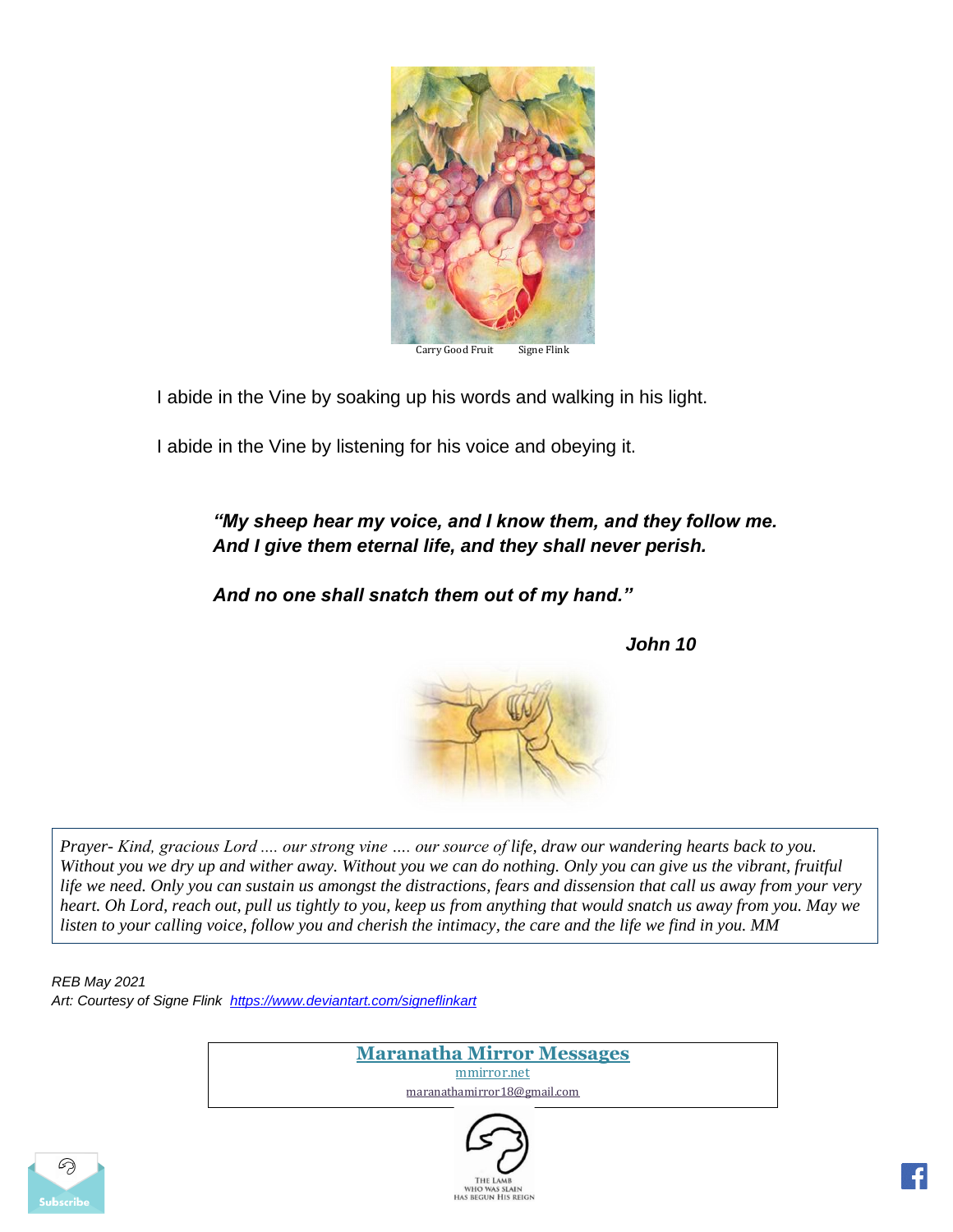Carry Good Fruit Signe Flink

I abide in the Vine by soaking up his words and walking in his light.

I abide in the Vine by listening for his voice and obeying it.

> ***"My sheep hear my voice, and I know them, and they follow me. And I give them eternal life, and they shall never perish.***
>
> ***And no one shall snatch them out of my hand."***
>
> ***John 10***

*Prayer- Kind, gracious Lord .... our strong vine .... our source of life, draw our wandering hearts back to you. Without you we dry up and wither away. Without you we can do nothing. Only you can give us the vibrant, fruitful life we need. Only you can sustain us amongst the distractions, fears and dissension that call us away from your very heart. Oh Lord, reach out, pull us tightly to you, keep us from anything that would snatch us away from you. May we listen to your calling voice, follow you and cherish the intimacy, the care and the life we find in you. MM*

*REB May 2021*
*Art: Courtesy of Signe Flink [https://www.deviantart.com/signeflinkart](https://www.deviantart.com/signeflinkart)*

**Maranatha Mirror Messages**
mmirror.net
maranathamirror18@gmail.com

The Lamb who was slain has begun His reign

Subscribe